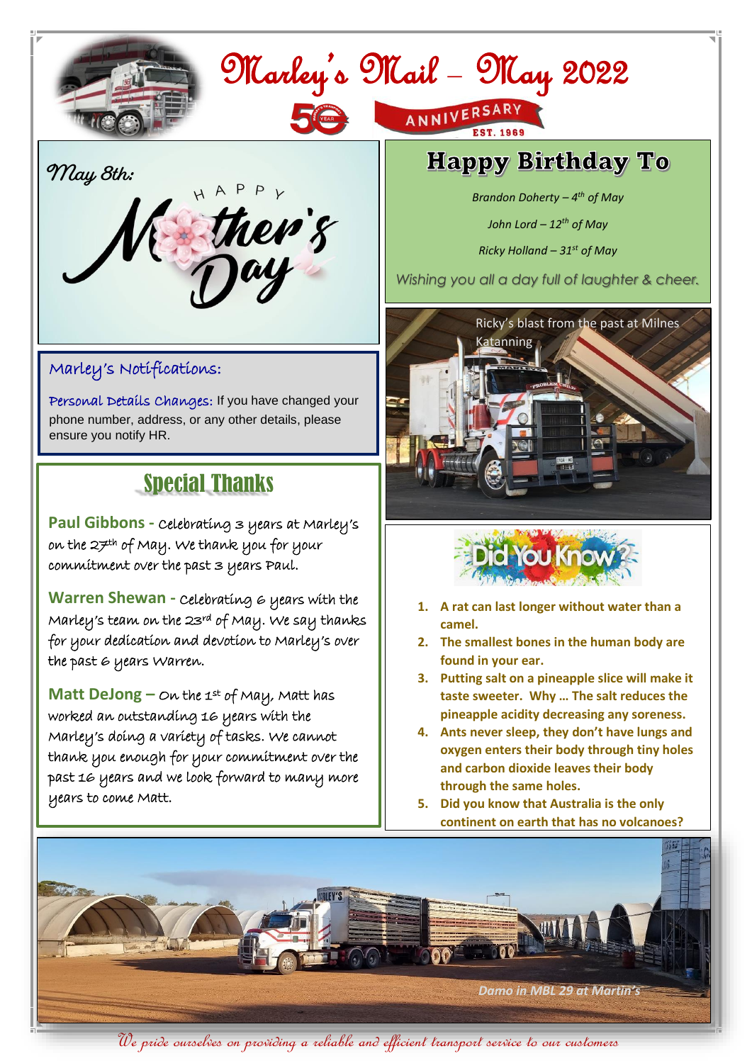# Marley's Mail – May 2022

50 ANNIVERSARY EST. 1969

May 8th:

HAPPY Mother's Day

## Happy Birthday To

*Brandon Doherty – 4th of May*

*John Lord – 12th of May*

*Ricky Holland – 31st of May*

*Wishing you all a day full of laughter & cheer.*

Ricky's blast from the past at Milnes Katanning

## Marley's Notifications:

Personal Details Changes: If you have changed your phone number, address, or any other details, please ensure you notify HR.

## Special Thanks

**Paul Gibbons -** Celebrating 3 years at Marley's on the 27th of May. We thank you for your commitment over the past 3 years Paul.

**Warren Shewan -** Celebrating 6 years with the Marley's team on the 23rd of May. We say thanks for your dedication and devotion to Marley's over the past 6 years Warren.

**Matt DeJong –** On the 1st of May, Matt has worked an outstanding 16 years with the Marley's doing a variety of tasks. We cannot thank you enough for your commitment over the past 16 years and we look forward to many more years to come Matt.

## Did You Know?

1. **A rat can last longer without water than a camel.**
2. **The smallest bones in the human body are found in your ear.**
3. **Putting salt on a pineapple slice will make it taste sweeter. Why … The salt reduces the pineapple acidity decreasing any soreness.**
4. **Ants never sleep, they don't have lungs and oxygen enters their body through tiny holes and carbon dioxide leaves their body through the same holes.**
5. **Did you know that Australia is the only continent on earth that has no volcanoes?**

*Damo in MBL 29 at Martin's*

*We pride ourselves on providing a reliable and efficient transport service to our customers*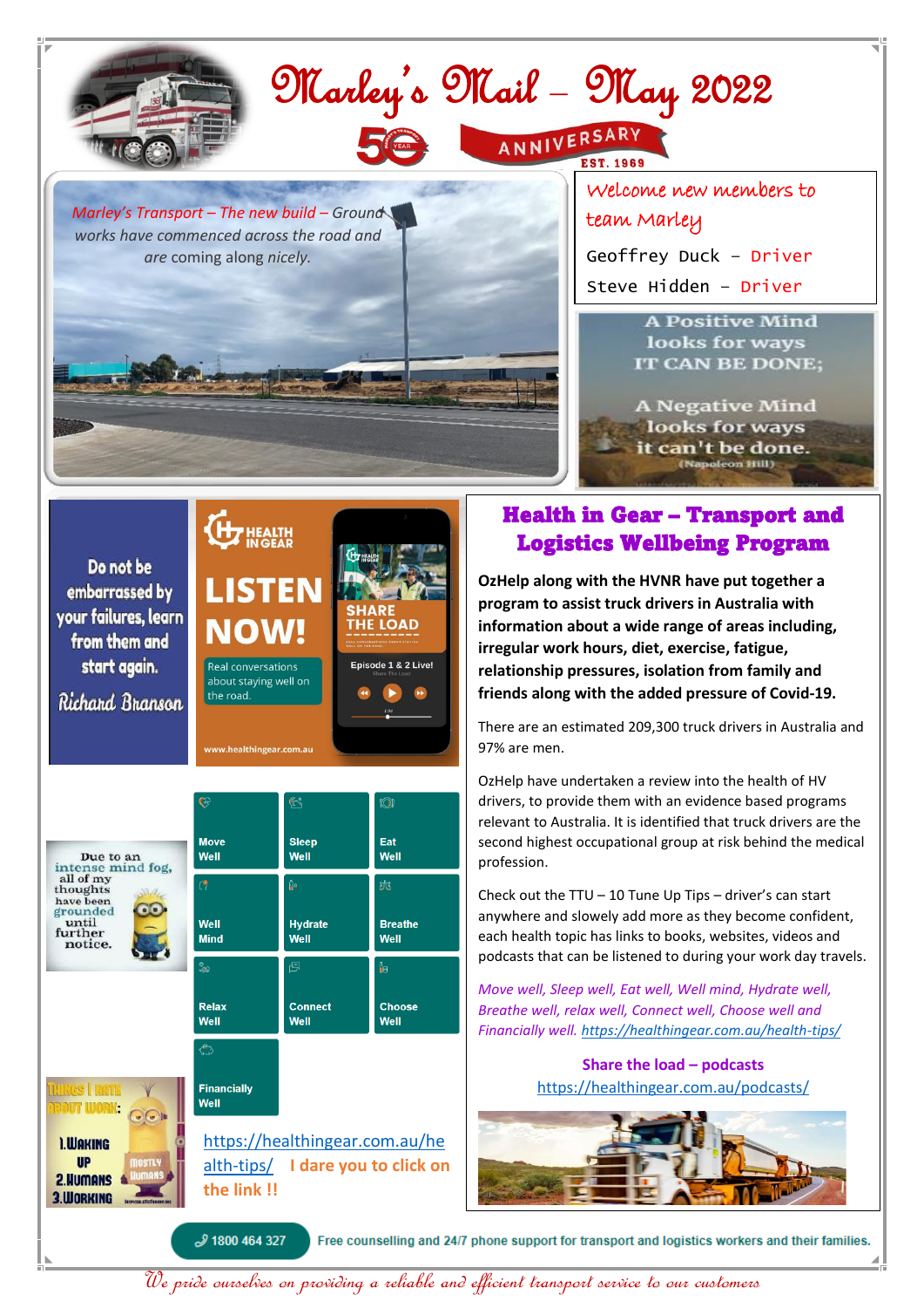# Marley's Mail – May 2022

50 Year Anniversary — EST. 1969

*Marley's Transport – The new build – Ground works have commenced across the road and are coming along nicely.*

**Welcome new members to team Marley**

Geoffrey Duck – Driver

Steve Hidden – Driver

A Positive Mind looks for ways IT CAN BE DONE;
A Negative Mind looks for ways it can't be done.
(Napoleon Hill)

Do not be embarrassed by your failures, learn from them and start again.
Richard Branson

HEALTH IN GEAR

LISTEN NOW!

Real conversations about staying well on the road.

SHARE THE LOAD

Episode 1 & 2 Live!

www.healthingear.com.au

Due to an intense mind fog, all of my thoughts have been grounded until further notice.

| | | |
|---|---|---|
| Move Well | Sleep Well | Eat Well |
| Well Mind | Hydrate Well | Breathe Well |
| Relax Well | Connect Well | Choose Well |
| Financially Well | | |

https://healthingear.com.au/health-tips/ **I dare you to click on the link !!**

Things I hate about work:
1. Waking up
2. Humans (mostly humans)
3. Working

## Health in Gear – Transport and Logistics Wellbeing Program

**OzHelp along with the HVNR have put together a program to assist truck drivers in Australia with information about a wide range of areas including, irregular work hours, diet, exercise, fatigue, relationship pressures, isolation from family and friends along with the added pressure of Covid-19.**

There are an estimated 209,300 truck drivers in Australia and 97% are men.

OzHelp have undertaken a review into the health of HV drivers, to provide them with an evidence based programs relevant to Australia. It is identified that truck drivers are the second highest occupational group at risk behind the medical profession.

Check out the TTU – 10 Tune Up Tips – driver's can start anywhere and slowly add more as they become confident, each health topic has links to books, websites, videos and podcasts that can be listened to during your work day travels.

*Move well, Sleep well, Eat well, Well mind, Hydrate well, Breathe well, relax well, Connect well, Choose well and Financially well.* https://healthingear.com.au/health-tips/

**Share the load – podcasts**
https://healthingear.com.au/podcasts/

1800 464 327 — Free counselling and 24/7 phone support for transport and logistics workers and their families.

*We pride ourselves on providing a reliable and efficient transport service to our customers*